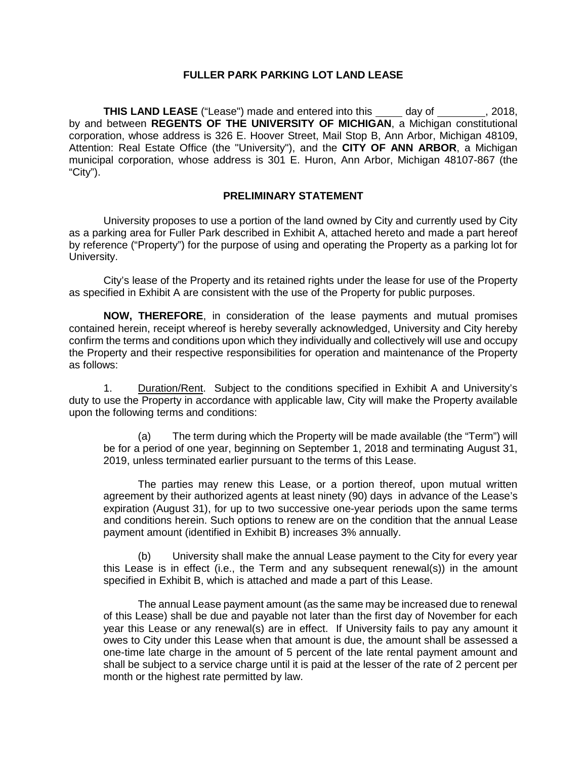# FULLER PARK PARKING LOT LAND LEASE

**THIS LAND LEASE** ("Lease") made and entered into this \_\_\_\_ day of \_\_\_\_\_\_\_\_, 2018, by and between **REGENTS OF THE UNIVERSITY OF MICHIGAN**, a Michigan constitutional corporation, whose address is 326 E. Hoover Street, Mail Stop B, Ann Arbor, Michigan 48109, Attention: Real Estate Office (the "University"), and the **CITY OF ANN ARBOR**, a Michigan municipal corporation, whose address is 301 E. Huron, Ann Arbor, Michigan 48107-867 (the "City").

## PRELIMINARY STATEMENT

University proposes to use a portion of the land owned by City and currently used by City as a parking area for Fuller Park described in Exhibit A, attached hereto and made a part hereof by reference ("Property") for the purpose of using and operating the Property as a parking lot for University.

City's lease of the Property and its retained rights under the lease for use of the Property as specified in Exhibit A are consistent with the use of the Property for public purposes.

**NOW, THEREFORE**, in consideration of the lease payments and mutual promises contained herein, receipt whereof is hereby severally acknowledged, University and City hereby confirm the terms and conditions upon which they individually and collectively will use and occupy the Property and their respective responsibilities for operation and maintenance of the Property as follows:

1. Duration/Rent. Subject to the conditions specified in Exhibit A and University's duty to use the Property in accordance with applicable law, City will make the Property available upon the following terms and conditions:

   (a) The term during which the Property will be made available (the "Term") will be for a period of one year, beginning on September 1, 2018 and terminating August 31, 2019, unless terminated earlier pursuant to the terms of this Lease.

   The parties may renew this Lease, or a portion thereof, upon mutual written agreement by their authorized agents at least ninety (90) days in advance of the Lease's expiration (August 31), for up to two successive one-year periods upon the same terms and conditions herein. Such options to renew are on the condition that the annual Lease payment amount (identified in Exhibit B) increases 3% annually.

   (b) University shall make the annual Lease payment to the City for every year this Lease is in effect (i.e., the Term and any subsequent renewal(s)) in the amount specified in Exhibit B, which is attached and made a part of this Lease.

   The annual Lease payment amount (as the same may be increased due to renewal of this Lease) shall be due and payable not later than the first day of November for each year this Lease or any renewal(s) are in effect. If University fails to pay any amount it owes to City under this Lease when that amount is due, the amount shall be assessed a one-time late charge in the amount of 5 percent of the late rental payment amount and shall be subject to a service charge until it is paid at the lesser of the rate of 2 percent per month or the highest rate permitted by law.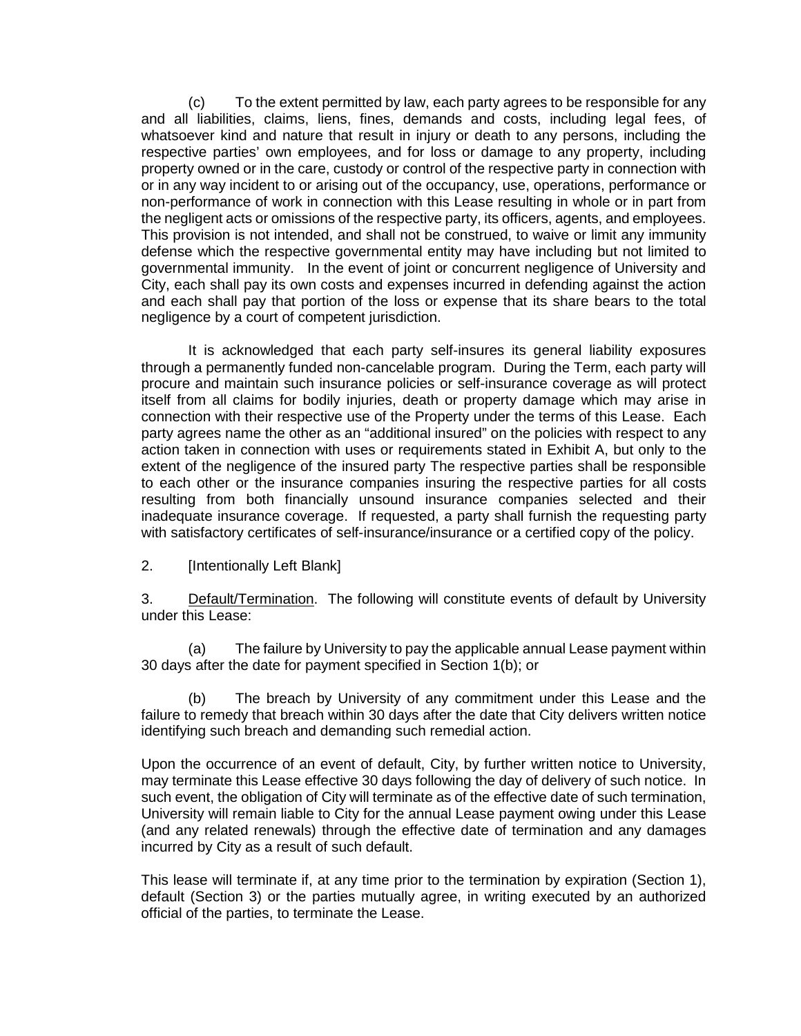(c) To the extent permitted by law, each party agrees to be responsible for any and all liabilities, claims, liens, fines, demands and costs, including legal fees, of whatsoever kind and nature that result in injury or death to any persons, including the respective parties' own employees, and for loss or damage to any property, including property owned or in the care, custody or control of the respective party in connection with or in any way incident to or arising out of the occupancy, use, operations, performance or non-performance of work in connection with this Lease resulting in whole or in part from the negligent acts or omissions of the respective party, its officers, agents, and employees. This provision is not intended, and shall not be construed, to waive or limit any immunity defense which the respective governmental entity may have including but not limited to governmental immunity. In the event of joint or concurrent negligence of University and City, each shall pay its own costs and expenses incurred in defending against the action and each shall pay that portion of the loss or expense that its share bears to the total negligence by a court of competent jurisdiction.

It is acknowledged that each party self-insures its general liability exposures through a permanently funded non-cancelable program. During the Term, each party will procure and maintain such insurance policies or self-insurance coverage as will protect itself from all claims for bodily injuries, death or property damage which may arise in connection with their respective use of the Property under the terms of this Lease. Each party agrees name the other as an "additional insured" on the policies with respect to any action taken in connection with uses or requirements stated in Exhibit A, but only to the extent of the negligence of the insured party The respective parties shall be responsible to each other or the insurance companies insuring the respective parties for all costs resulting from both financially unsound insurance companies selected and their inadequate insurance coverage. If requested, a party shall furnish the requesting party with satisfactory certificates of self-insurance/insurance or a certified copy of the policy.

2. [Intentionally Left Blank]

3. Default/Termination. The following will constitute events of default by University under this Lease:

(a) The failure by University to pay the applicable annual Lease payment within 30 days after the date for payment specified in Section 1(b); or

(b) The breach by University of any commitment under this Lease and the failure to remedy that breach within 30 days after the date that City delivers written notice identifying such breach and demanding such remedial action.

Upon the occurrence of an event of default, City, by further written notice to University, may terminate this Lease effective 30 days following the day of delivery of such notice. In such event, the obligation of City will terminate as of the effective date of such termination, University will remain liable to City for the annual Lease payment owing under this Lease (and any related renewals) through the effective date of termination and any damages incurred by City as a result of such default.

This lease will terminate if, at any time prior to the termination by expiration (Section 1), default (Section 3) or the parties mutually agree, in writing executed by an authorized official of the parties, to terminate the Lease.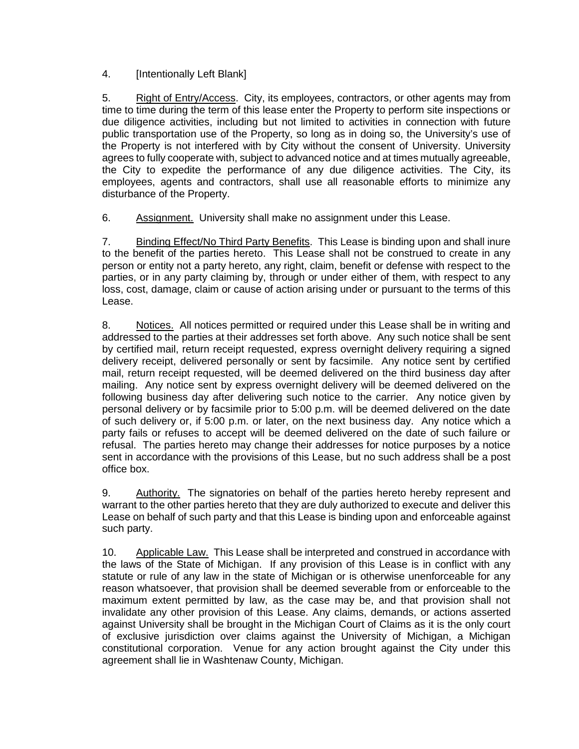4. [Intentionally Left Blank]

5. Right of Entry/Access. City, its employees, contractors, or other agents may from time to time during the term of this lease enter the Property to perform site inspections or due diligence activities, including but not limited to activities in connection with future public transportation use of the Property, so long as in doing so, the University's use of the Property is not interfered with by City without the consent of University. University agrees to fully cooperate with, subject to advanced notice and at times mutually agreeable, the City to expedite the performance of any due diligence activities. The City, its employees, agents and contractors, shall use all reasonable efforts to minimize any disturbance of the Property.

6. Assignment. University shall make no assignment under this Lease.

7. Binding Effect/No Third Party Benefits. This Lease is binding upon and shall inure to the benefit of the parties hereto. This Lease shall not be construed to create in any person or entity not a party hereto, any right, claim, benefit or defense with respect to the parties, or in any party claiming by, through or under either of them, with respect to any loss, cost, damage, claim or cause of action arising under or pursuant to the terms of this Lease.

8. Notices. All notices permitted or required under this Lease shall be in writing and addressed to the parties at their addresses set forth above. Any such notice shall be sent by certified mail, return receipt requested, express overnight delivery requiring a signed delivery receipt, delivered personally or sent by facsimile. Any notice sent by certified mail, return receipt requested, will be deemed delivered on the third business day after mailing. Any notice sent by express overnight delivery will be deemed delivered on the following business day after delivering such notice to the carrier. Any notice given by personal delivery or by facsimile prior to 5:00 p.m. will be deemed delivered on the date of such delivery or, if 5:00 p.m. or later, on the next business day. Any notice which a party fails or refuses to accept will be deemed delivered on the date of such failure or refusal. The parties hereto may change their addresses for notice purposes by a notice sent in accordance with the provisions of this Lease, but no such address shall be a post office box.

9. Authority. The signatories on behalf of the parties hereto hereby represent and warrant to the other parties hereto that they are duly authorized to execute and deliver this Lease on behalf of such party and that this Lease is binding upon and enforceable against such party.

10. Applicable Law. This Lease shall be interpreted and construed in accordance with the laws of the State of Michigan. If any provision of this Lease is in conflict with any statute or rule of any law in the state of Michigan or is otherwise unenforceable for any reason whatsoever, that provision shall be deemed severable from or enforceable to the maximum extent permitted by law, as the case may be, and that provision shall not invalidate any other provision of this Lease. Any claims, demands, or actions asserted against University shall be brought in the Michigan Court of Claims as it is the only court of exclusive jurisdiction over claims against the University of Michigan, a Michigan constitutional corporation. Venue for any action brought against the City under this agreement shall lie in Washtenaw County, Michigan.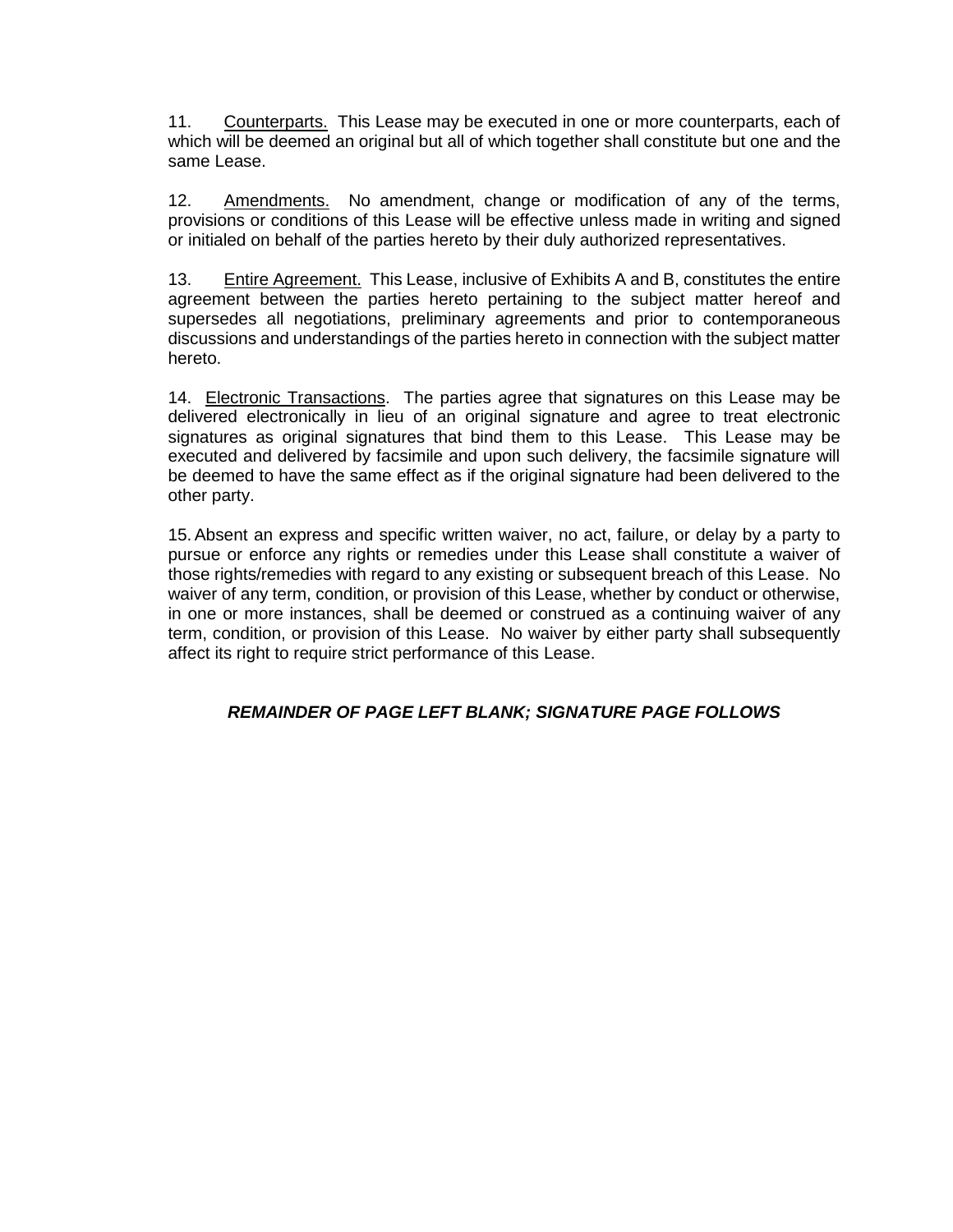11. <u>Counterparts.</u> This Lease may be executed in one or more counterparts, each of which will be deemed an original but all of which together shall constitute but one and the same Lease.

12. <u>Amendments.</u> No amendment, change or modification of any of the terms, provisions or conditions of this Lease will be effective unless made in writing and signed or initialed on behalf of the parties hereto by their duly authorized representatives.

13. <u>Entire Agreement.</u> This Lease, inclusive of Exhibits A and B, constitutes the entire agreement between the parties hereto pertaining to the subject matter hereof and supersedes all negotiations, preliminary agreements and prior to contemporaneous discussions and understandings of the parties hereto in connection with the subject matter hereto.

14. <u>Electronic Transactions</u>. The parties agree that signatures on this Lease may be delivered electronically in lieu of an original signature and agree to treat electronic signatures as original signatures that bind them to this Lease. This Lease may be executed and delivered by facsimile and upon such delivery, the facsimile signature will be deemed to have the same effect as if the original signature had been delivered to the other party.

15. Absent an express and specific written waiver, no act, failure, or delay by a party to pursue or enforce any rights or remedies under this Lease shall constitute a waiver of those rights/remedies with regard to any existing or subsequent breach of this Lease. No waiver of any term, condition, or provision of this Lease, whether by conduct or otherwise, in one or more instances, shall be deemed or construed as a continuing waiver of any term, condition, or provision of this Lease. No waiver by either party shall subsequently affect its right to require strict performance of this Lease.

***REMAINDER OF PAGE LEFT BLANK; SIGNATURE PAGE FOLLOWS***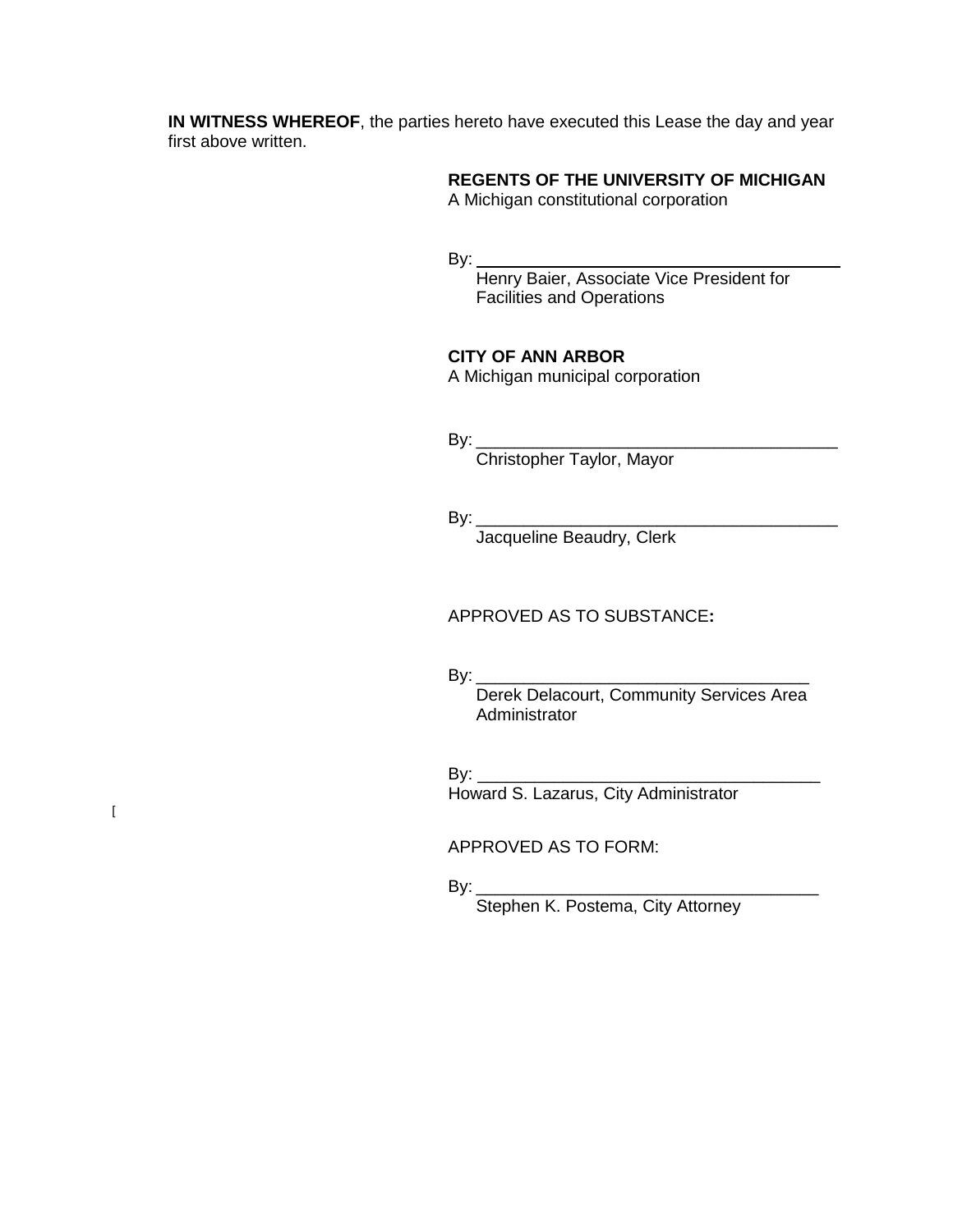**IN WITNESS WHEREOF**, the parties hereto have executed this Lease the day and year first above written.

**REGENTS OF THE UNIVERSITY OF MICHIGAN**
A Michigan constitutional corporation

By: ______________________________________
Henry Baier, Associate Vice President for Facilities and Operations

**CITY OF ANN ARBOR**
A Michigan municipal corporation

By: ______________________________________
Christopher Taylor, Mayor

By: ______________________________________
Jacqueline Beaudry, Clerk

APPROVED AS TO SUBSTANCE**:**

By: ____________________________________
Derek Delacourt, Community Services Area Administrator

By: ____________________________________
Howard S. Lazarus, City Administrator

[

APPROVED AS TO FORM:

By: ____________________________________
Stephen K. Postema, City Attorney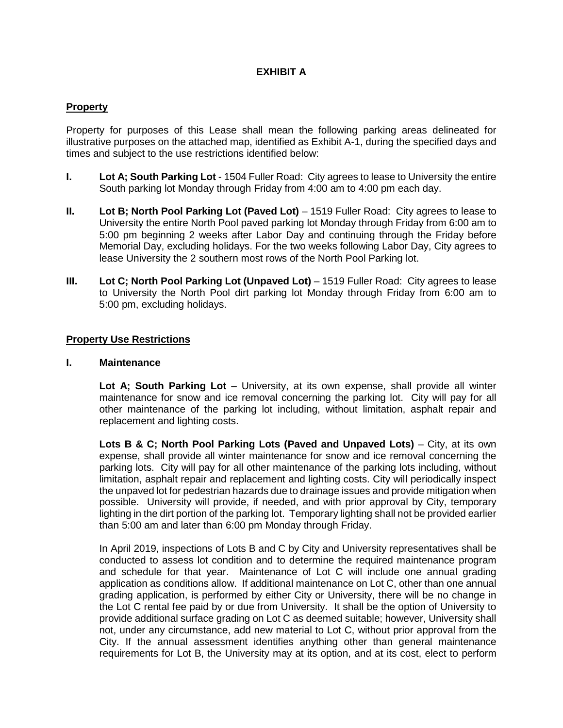# EXHIBIT A

## Property

Property for purposes of this Lease shall mean the following parking areas delineated for illustrative purposes on the attached map, identified as Exhibit A-1, during the specified days and times and subject to the use restrictions identified below:

**I.** **Lot A; South Parking Lot** - 1504 Fuller Road: City agrees to lease to University the entire South parking lot Monday through Friday from 4:00 am to 4:00 pm each day.

**II.** **Lot B; North Pool Parking Lot (Paved Lot)** – 1519 Fuller Road: City agrees to lease to University the entire North Pool paved parking lot Monday through Friday from 6:00 am to 5:00 pm beginning 2 weeks after Labor Day and continuing through the Friday before Memorial Day, excluding holidays. For the two weeks following Labor Day, City agrees to lease University the 2 southern most rows of the North Pool Parking lot.

**III.** **Lot C; North Pool Parking Lot (Unpaved Lot)** – 1519 Fuller Road: City agrees to lease to University the North Pool dirt parking lot Monday through Friday from 6:00 am to 5:00 pm, excluding holidays.

## Property Use Restrictions

**I. Maintenance**

**Lot A; South Parking Lot** – University, at its own expense, shall provide all winter maintenance for snow and ice removal concerning the parking lot. City will pay for all other maintenance of the parking lot including, without limitation, asphalt repair and replacement and lighting costs.

**Lots B & C; North Pool Parking Lots (Paved and Unpaved Lots)** – City, at its own expense, shall provide all winter maintenance for snow and ice removal concerning the parking lots. City will pay for all other maintenance of the parking lots including, without limitation, asphalt repair and replacement and lighting costs. City will periodically inspect the unpaved lot for pedestrian hazards due to drainage issues and provide mitigation when possible. University will provide, if needed, and with prior approval by City, temporary lighting in the dirt portion of the parking lot. Temporary lighting shall not be provided earlier than 5:00 am and later than 6:00 pm Monday through Friday.

In April 2019, inspections of Lots B and C by City and University representatives shall be conducted to assess lot condition and to determine the required maintenance program and schedule for that year. Maintenance of Lot C will include one annual grading application as conditions allow. If additional maintenance on Lot C, other than one annual grading application, is performed by either City or University, there will be no change in the Lot C rental fee paid by or due from University. It shall be the option of University to provide additional surface grading on Lot C as deemed suitable; however, University shall not, under any circumstance, add new material to Lot C, without prior approval from the City. If the annual assessment identifies anything other than general maintenance requirements for Lot B, the University may at its option, and at its cost, elect to perform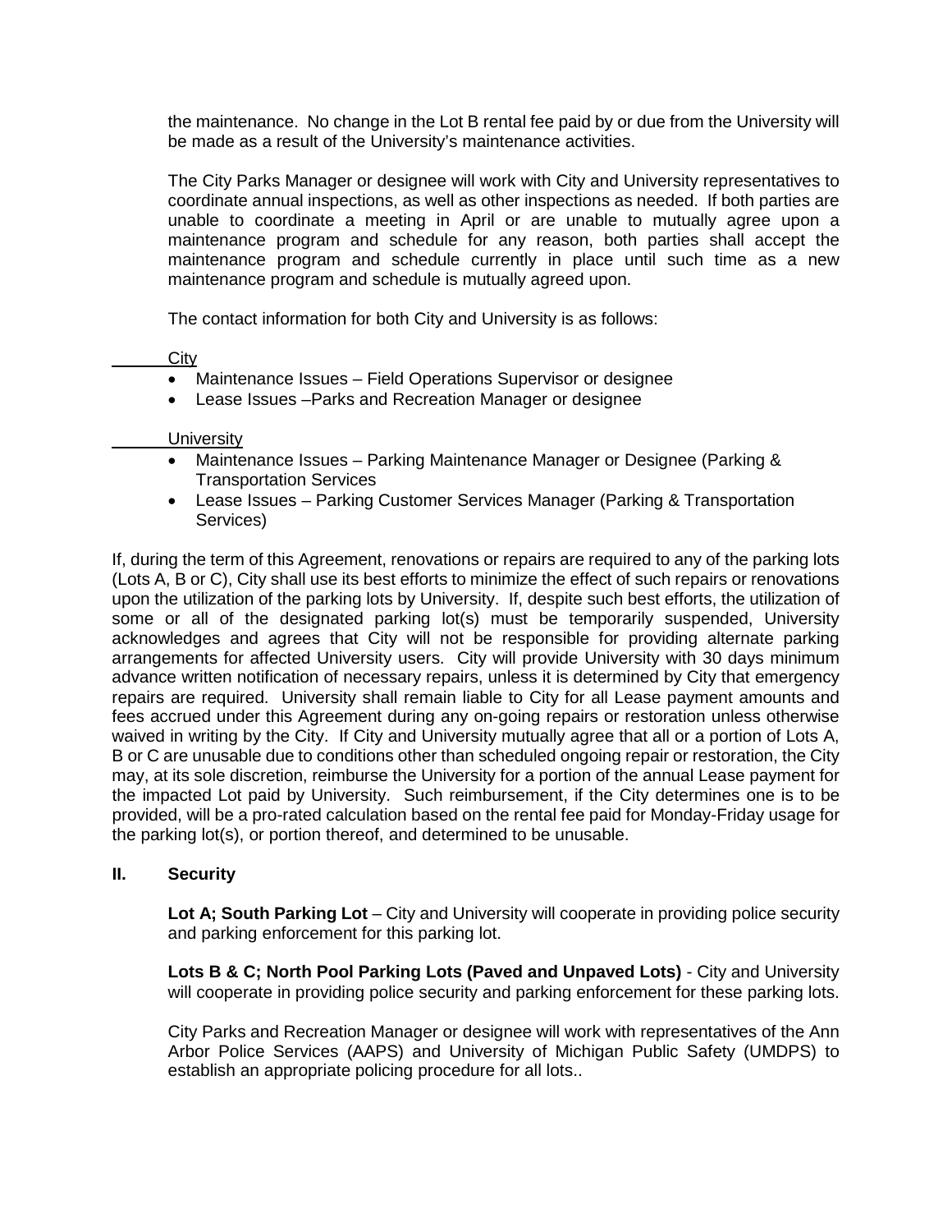the maintenance. No change in the Lot B rental fee paid by or due from the University will be made as a result of the University's maintenance activities.

The City Parks Manager or designee will work with City and University representatives to coordinate annual inspections, as well as other inspections as needed. If both parties are unable to coordinate a meeting in April or are unable to mutually agree upon a maintenance program and schedule for any reason, both parties shall accept the maintenance program and schedule currently in place until such time as a new maintenance program and schedule is mutually agreed upon.

The contact information for both City and University is as follows:

City

- Maintenance Issues – Field Operations Supervisor or designee
- Lease Issues –Parks and Recreation Manager or designee

University

- Maintenance Issues – Parking Maintenance Manager or Designee (Parking & Transportation Services
- Lease Issues – Parking Customer Services Manager (Parking & Transportation Services)

If, during the term of this Agreement, renovations or repairs are required to any of the parking lots (Lots A, B or C), City shall use its best efforts to minimize the effect of such repairs or renovations upon the utilization of the parking lots by University. If, despite such best efforts, the utilization of some or all of the designated parking lot(s) must be temporarily suspended, University acknowledges and agrees that City will not be responsible for providing alternate parking arrangements for affected University users. City will provide University with 30 days minimum advance written notification of necessary repairs, unless it is determined by City that emergency repairs are required. University shall remain liable to City for all Lease payment amounts and fees accrued under this Agreement during any on-going repairs or restoration unless otherwise waived in writing by the City. If City and University mutually agree that all or a portion of Lots A, B or C are unusable due to conditions other than scheduled ongoing repair or restoration, the City may, at its sole discretion, reimburse the University for a portion of the annual Lease payment for the impacted Lot paid by University. Such reimbursement, if the City determines one is to be provided, will be a pro-rated calculation based on the rental fee paid for Monday-Friday usage for the parking lot(s), or portion thereof, and determined to be unusable.

## II. Security

**Lot A; South Parking Lot** – City and University will cooperate in providing police security and parking enforcement for this parking lot.

**Lots B & C; North Pool Parking Lots (Paved and Unpaved Lots)** - City and University will cooperate in providing police security and parking enforcement for these parking lots.

City Parks and Recreation Manager or designee will work with representatives of the Ann Arbor Police Services (AAPS) and University of Michigan Public Safety (UMDPS) to establish an appropriate policing procedure for all lots..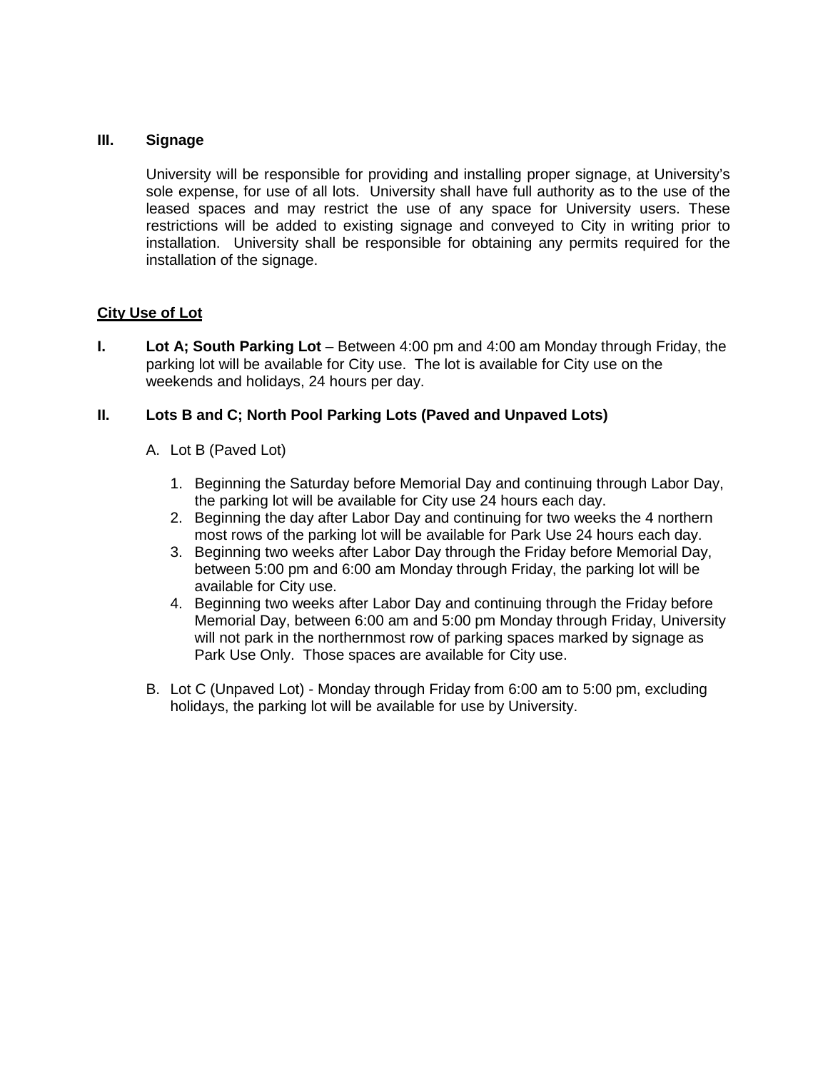**III. Signage**

University will be responsible for providing and installing proper signage, at University's sole expense, for use of all lots. University shall have full authority as to the use of the leased spaces and may restrict the use of any space for University users. These restrictions will be added to existing signage and conveyed to City in writing prior to installation. University shall be responsible for obtaining any permits required for the installation of the signage.

**<u>City Use of Lot</u>**

**I. Lot A; South Parking Lot** – Between 4:00 pm and 4:00 am Monday through Friday, the parking lot will be available for City use. The lot is available for City use on the weekends and holidays, 24 hours per day.

**II. Lots B and C; North Pool Parking Lots (Paved and Unpaved Lots)**

A. Lot B (Paved Lot)

1. Beginning the Saturday before Memorial Day and continuing through Labor Day, the parking lot will be available for City use 24 hours each day.
2. Beginning the day after Labor Day and continuing for two weeks the 4 northern most rows of the parking lot will be available for Park Use 24 hours each day.
3. Beginning two weeks after Labor Day through the Friday before Memorial Day, between 5:00 pm and 6:00 am Monday through Friday, the parking lot will be available for City use.
4. Beginning two weeks after Labor Day and continuing through the Friday before Memorial Day, between 6:00 am and 5:00 pm Monday through Friday, University will not park in the northernmost row of parking spaces marked by signage as Park Use Only. Those spaces are available for City use.

B. Lot C (Unpaved Lot) - Monday through Friday from 6:00 am to 5:00 pm, excluding holidays, the parking lot will be available for use by University.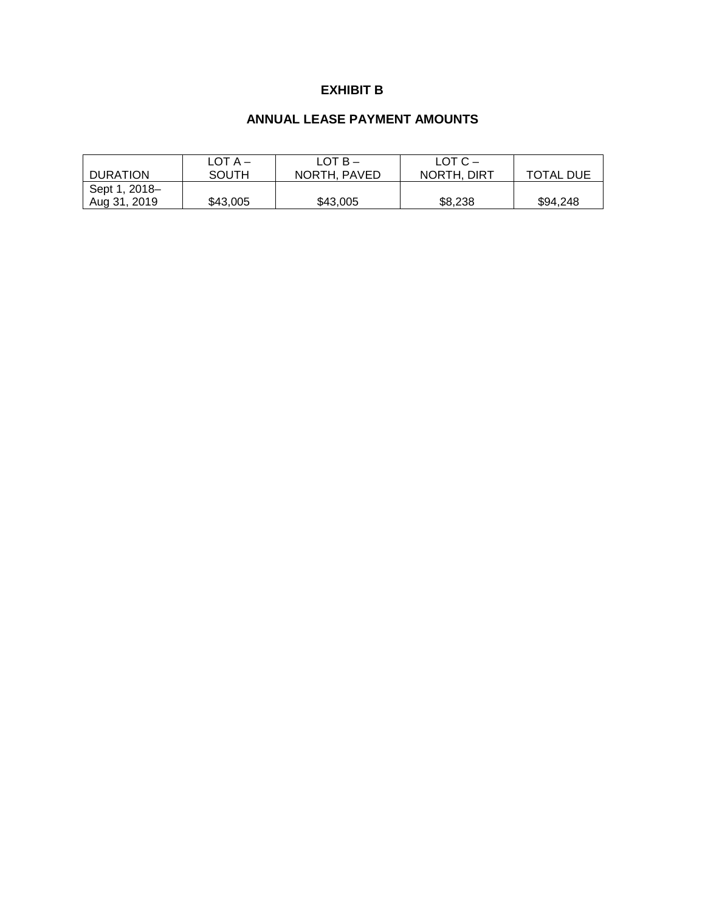## EXHIBIT B

## ANNUAL LEASE PAYMENT AMOUNTS

| DURATION | LOT A – SOUTH | LOT B – NORTH, PAVED | LOT C – NORTH, DIRT | TOTAL DUE |
|---|---|---|---|---|
| Sept 1, 2018– Aug 31, 2019 | $43,005 | $43,005 | $8,238 | $94,248 |